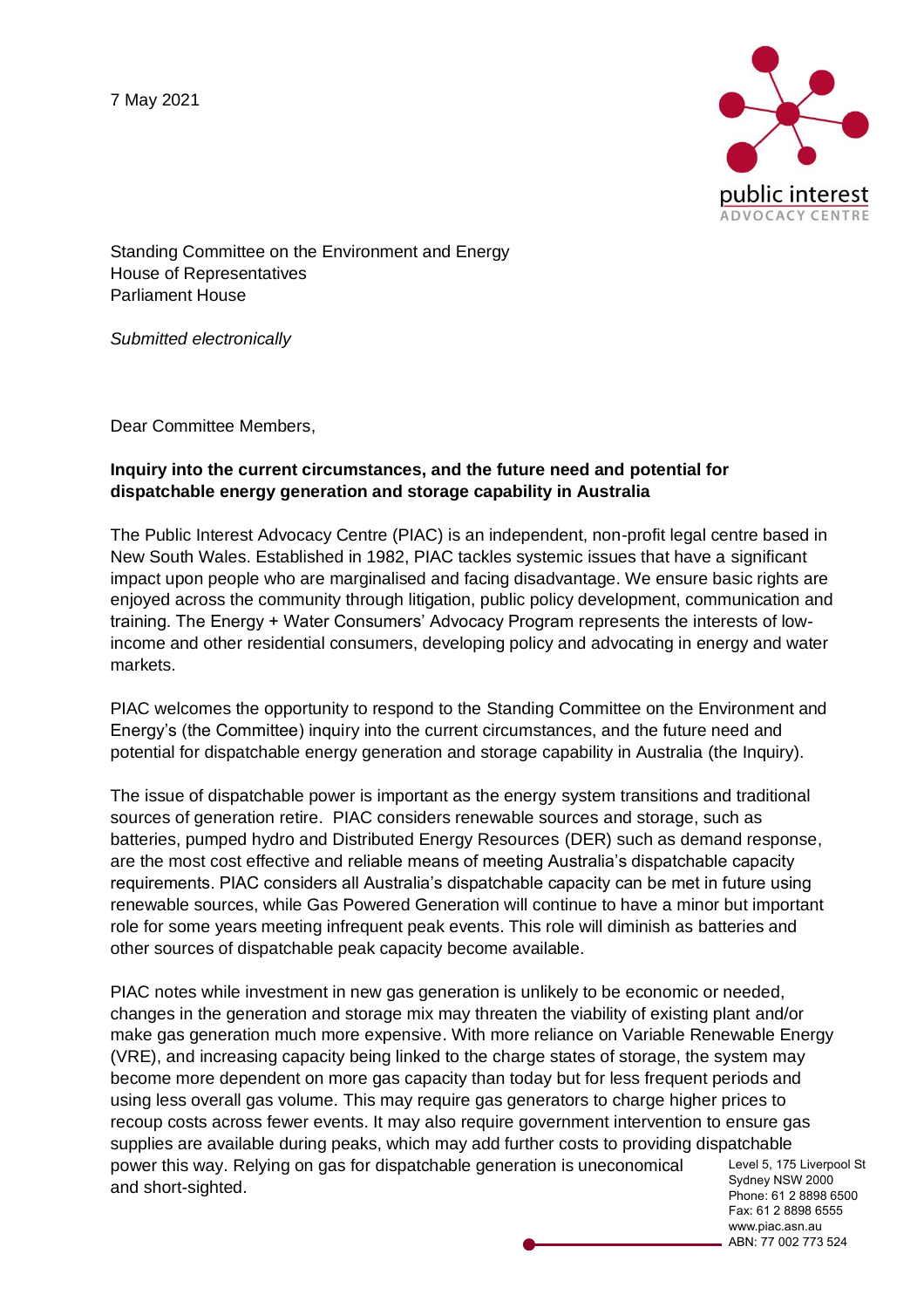7 May 2021

Standing Committee on the Environment and Energy
House of Representatives
Parliament House

*Submitted electronically*

Dear Committee Members,

**Inquiry into the current circumstances, and the future need and potential for dispatchable energy generation and storage capability in Australia**

The Public Interest Advocacy Centre (PIAC) is an independent, non-profit legal centre based in New South Wales. Established in 1982, PIAC tackles systemic issues that have a significant impact upon people who are marginalised and facing disadvantage. We ensure basic rights are enjoyed across the community through litigation, public policy development, communication and training. The Energy + Water Consumers' Advocacy Program represents the interests of low-income and other residential consumers, developing policy and advocating in energy and water markets.

PIAC welcomes the opportunity to respond to the Standing Committee on the Environment and Energy's (the Committee) inquiry into the current circumstances, and the future need and potential for dispatchable energy generation and storage capability in Australia (the Inquiry).

The issue of dispatchable power is important as the energy system transitions and traditional sources of generation retire. PIAC considers renewable sources and storage, such as batteries, pumped hydro and Distributed Energy Resources (DER) such as demand response, are the most cost effective and reliable means of meeting Australia's dispatchable capacity requirements. PIAC considers all Australia's dispatchable capacity can be met in future using renewable sources, while Gas Powered Generation will continue to have a minor but important role for some years meeting infrequent peak events. This role will diminish as batteries and other sources of dispatchable peak capacity become available.

PIAC notes while investment in new gas generation is unlikely to be economic or needed, changes in the generation and storage mix may threaten the viability of existing plant and/or make gas generation much more expensive. With more reliance on Variable Renewable Energy (VRE), and increasing capacity being linked to the charge states of storage, the system may become more dependent on more gas capacity than today but for less frequent periods and using less overall gas volume. This may require gas generators to charge higher prices to recoup costs across fewer events. It may also require government intervention to ensure gas supplies are available during peaks, which may add further costs to providing dispatchable power this way. Relying on gas for dispatchable generation is uneconomical and short-sighted.

Level 5, 175 Liverpool St
Sydney NSW 2000
Phone: 61 2 8898 6500
Fax: 61 2 8898 6555
www.piac.asn.au
ABN: 77 002 773 524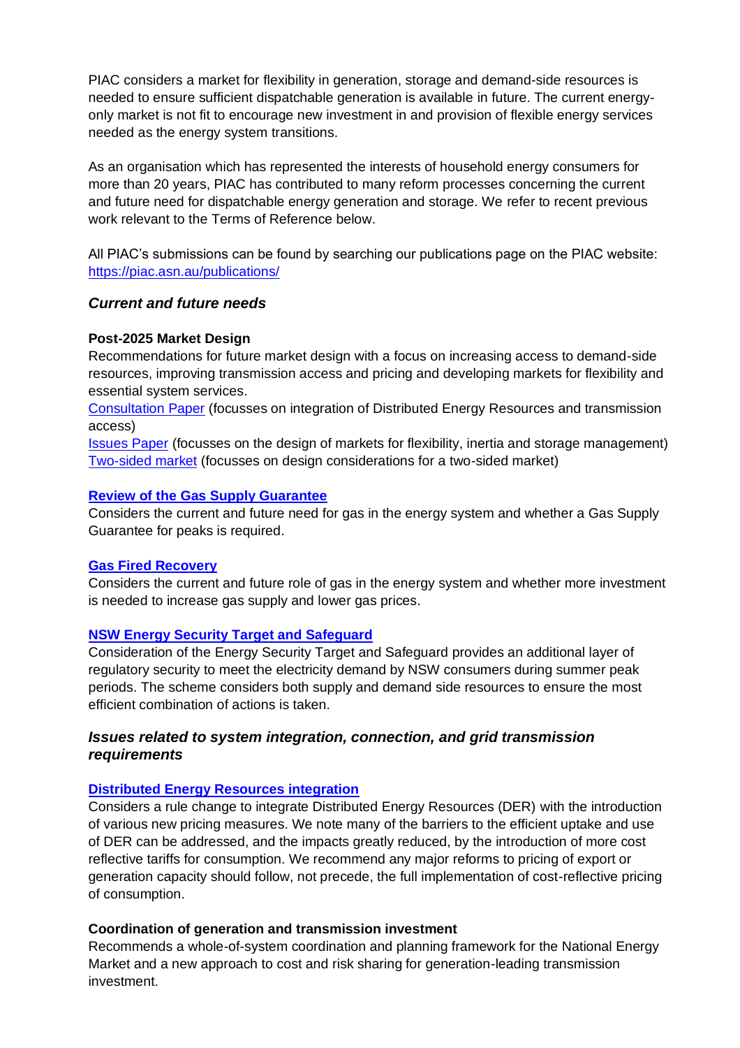PIAC considers a market for flexibility in generation, storage and demand-side resources is needed to ensure sufficient dispatchable generation is available in future. The current energy-only market is not fit to encourage new investment in and provision of flexible energy services needed as the energy system transitions.

As an organisation which has represented the interests of household energy consumers for more than 20 years, PIAC has contributed to many reform processes concerning the current and future need for dispatchable energy generation and storage. We refer to recent previous work relevant to the Terms of Reference below.

All PIAC's submissions can be found by searching our publications page on the PIAC website: https://piac.asn.au/publications/

### *Current and future needs*

**Post-2025 Market Design**

Recommendations for future market design with a focus on increasing access to demand-side resources, improving transmission access and pricing and developing markets for flexibility and essential system services.

Consultation Paper (focusses on integration of Distributed Energy Resources and transmission access)

Issues Paper (focusses on the design of markets for flexibility, inertia and storage management)

Two-sided market (focusses on design considerations for a two-sided market)

**Review of the Gas Supply Guarantee**

Considers the current and future need for gas in the energy system and whether a Gas Supply Guarantee for peaks is required.

**Gas Fired Recovery**

Considers the current and future role of gas in the energy system and whether more investment is needed to increase gas supply and lower gas prices.

**NSW Energy Security Target and Safeguard**

Consideration of the Energy Security Target and Safeguard provides an additional layer of regulatory security to meet the electricity demand by NSW consumers during summer peak periods. The scheme considers both supply and demand side resources to ensure the most efficient combination of actions is taken.

### *Issues related to system integration, connection, and grid transmission requirements*

**Distributed Energy Resources integration**

Considers a rule change to integrate Distributed Energy Resources (DER) with the introduction of various new pricing measures. We note many of the barriers to the efficient uptake and use of DER can be addressed, and the impacts greatly reduced, by the introduction of more cost reflective tariffs for consumption. We recommend any major reforms to pricing of export or generation capacity should follow, not precede, the full implementation of cost-reflective pricing of consumption.

**Coordination of generation and transmission investment**

Recommends a whole-of-system coordination and planning framework for the National Energy Market and a new approach to cost and risk sharing for generation-leading transmission investment.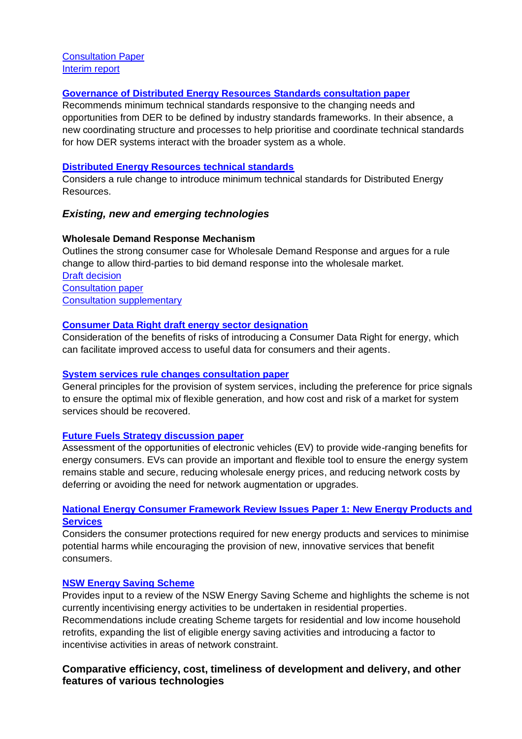Consultation Paper
Interim report

**Governance of Distributed Energy Resources Standards consultation paper**
Recommends minimum technical standards responsive to the changing needs and opportunities from DER to be defined by industry standards frameworks. In their absence, a new coordinating structure and processes to help prioritise and coordinate technical standards for how DER systems interact with the broader system as a whole.

**Distributed Energy Resources technical standards**
Considers a rule change to introduce minimum technical standards for Distributed Energy Resources.

### *Existing, new and emerging technologies*

**Wholesale Demand Response Mechanism**
Outlines the strong consumer case for Wholesale Demand Response and argues for a rule change to allow third-parties to bid demand response into the wholesale market.
Draft decision
Consultation paper
Consultation supplementary

**Consumer Data Right draft energy sector designation**
Consideration of the benefits of risks of introducing a Consumer Data Right for energy, which can facilitate improved access to useful data for consumers and their agents.

**System services rule changes consultation paper**
General principles for the provision of system services, including the preference for price signals to ensure the optimal mix of flexible generation, and how cost and risk of a market for system services should be recovered.

**Future Fuels Strategy discussion paper**
Assessment of the opportunities of electronic vehicles (EV) to provide wide-ranging benefits for energy consumers. EVs can provide an important and flexible tool to ensure the energy system remains stable and secure, reducing wholesale energy prices, and reducing network costs by deferring or avoiding the need for network augmentation or upgrades.

**National Energy Consumer Framework Review Issues Paper 1: New Energy Products and Services**
Considers the consumer protections required for new energy products and services to minimise potential harms while encouraging the provision of new, innovative services that benefit consumers.

**NSW Energy Saving Scheme**
Provides input to a review of the NSW Energy Saving Scheme and highlights the scheme is not currently incentivising energy activities to be undertaken in residential properties. Recommendations include creating Scheme targets for residential and low income household retrofits, expanding the list of eligible energy saving activities and introducing a factor to incentivise activities in areas of network constraint.

### Comparative efficiency, cost, timeliness of development and delivery, and other features of various technologies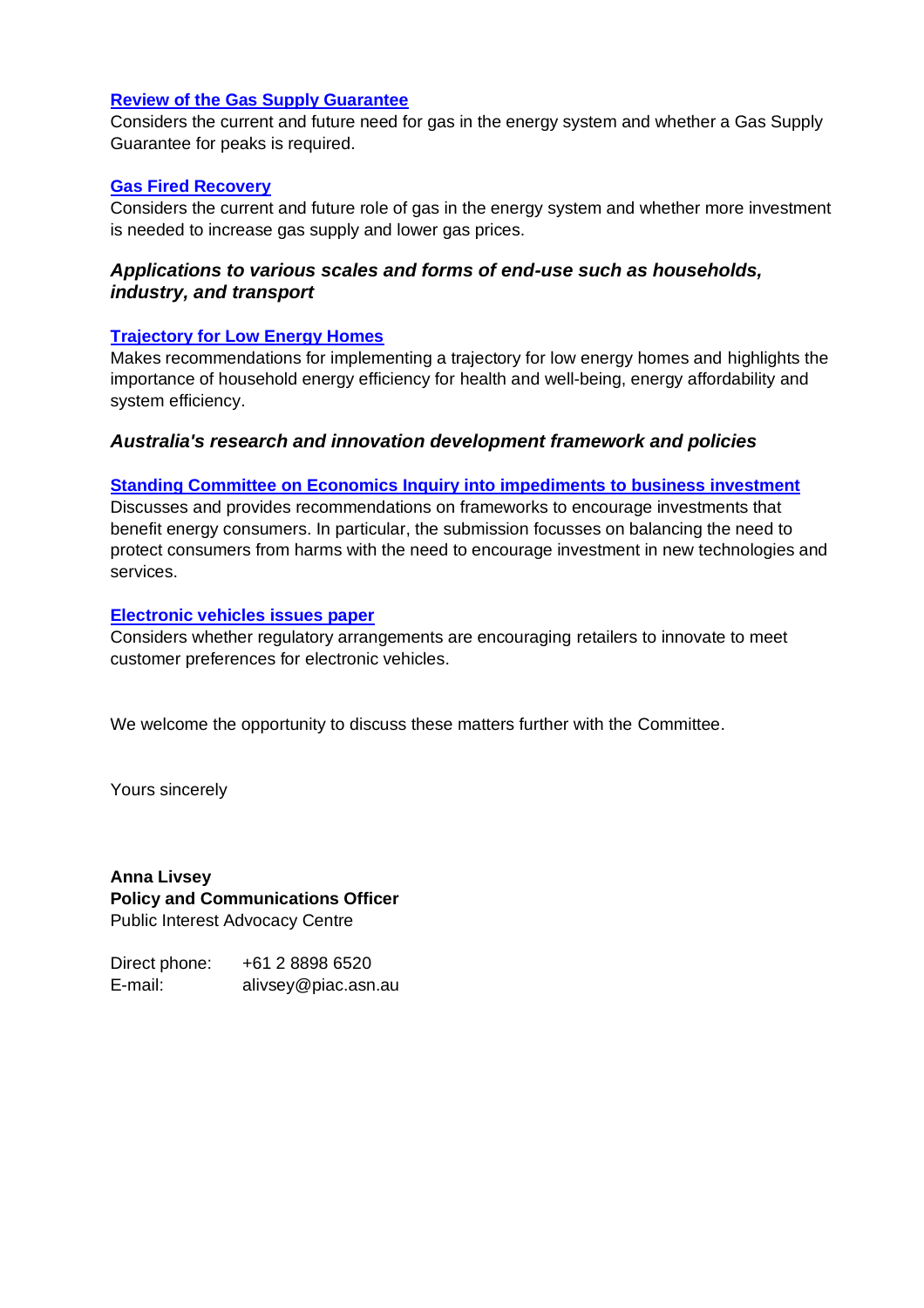**Review of the Gas Supply Guarantee**

Considers the current and future need for gas in the energy system and whether a Gas Supply Guarantee for peaks is required.

**Gas Fired Recovery**

Considers the current and future role of gas in the energy system and whether more investment is needed to increase gas supply and lower gas prices.

### *Applications to various scales and forms of end-use such as households, industry, and transport*

**Trajectory for Low Energy Homes**

Makes recommendations for implementing a trajectory for low energy homes and highlights the importance of household energy efficiency for health and well-being, energy affordability and system efficiency.

### *Australia's research and innovation development framework and policies*

**Standing Committee on Economics Inquiry into impediments to business investment**

Discusses and provides recommendations on frameworks to encourage investments that benefit energy consumers. In particular, the submission focusses on balancing the need to protect consumers from harms with the need to encourage investment in new technologies and services.

**Electronic vehicles issues paper**

Considers whether regulatory arrangements are encouraging retailers to innovate to meet customer preferences for electronic vehicles.

We welcome the opportunity to discuss these matters further with the Committee.

Yours sincerely

**Anna Livsey**
**Policy and Communications Officer**
Public Interest Advocacy Centre

Direct phone: +61 2 8898 6520
E-mail: alivsey@piac.asn.au